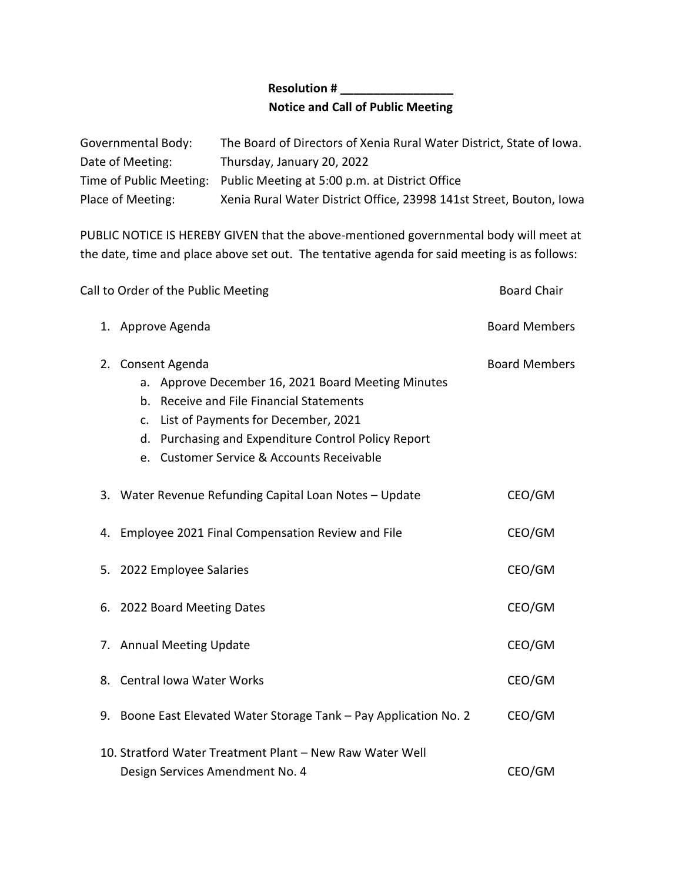**Resolution # _________________**

**Notice and Call of Public Meeting**

Governmental Body: The Board of Directors of Xenia Rural Water District, State of Iowa.
Date of Meeting: Thursday, January 20, 2022
Time of Public Meeting: Public Meeting at 5:00 p.m. at District Office
Place of Meeting: Xenia Rural Water District Office, 23998 141st Street, Bouton, Iowa

PUBLIC NOTICE IS HEREBY GIVEN that the above-mentioned governmental body will meet at the date, time and place above set out. The tentative agenda for said meeting is as follows:

Call to Order of the Public Meeting — Board Chair

1. Approve Agenda — Board Members
2. Consent Agenda — Board Members
   a. Approve December 16, 2021 Board Meeting Minutes
   b. Receive and File Financial Statements
   c. List of Payments for December, 2021
   d. Purchasing and Expenditure Control Policy Report
   e. Customer Service & Accounts Receivable
3. Water Revenue Refunding Capital Loan Notes – Update — CEO/GM
4. Employee 2021 Final Compensation Review and File — CEO/GM
5. 2022 Employee Salaries — CEO/GM
6. 2022 Board Meeting Dates — CEO/GM
7. Annual Meeting Update — CEO/GM
8. Central Iowa Water Works — CEO/GM
9. Boone East Elevated Water Storage Tank – Pay Application No. 2 — CEO/GM
10. Stratford Water Treatment Plant – New Raw Water Well Design Services Amendment No. 4 — CEO/GM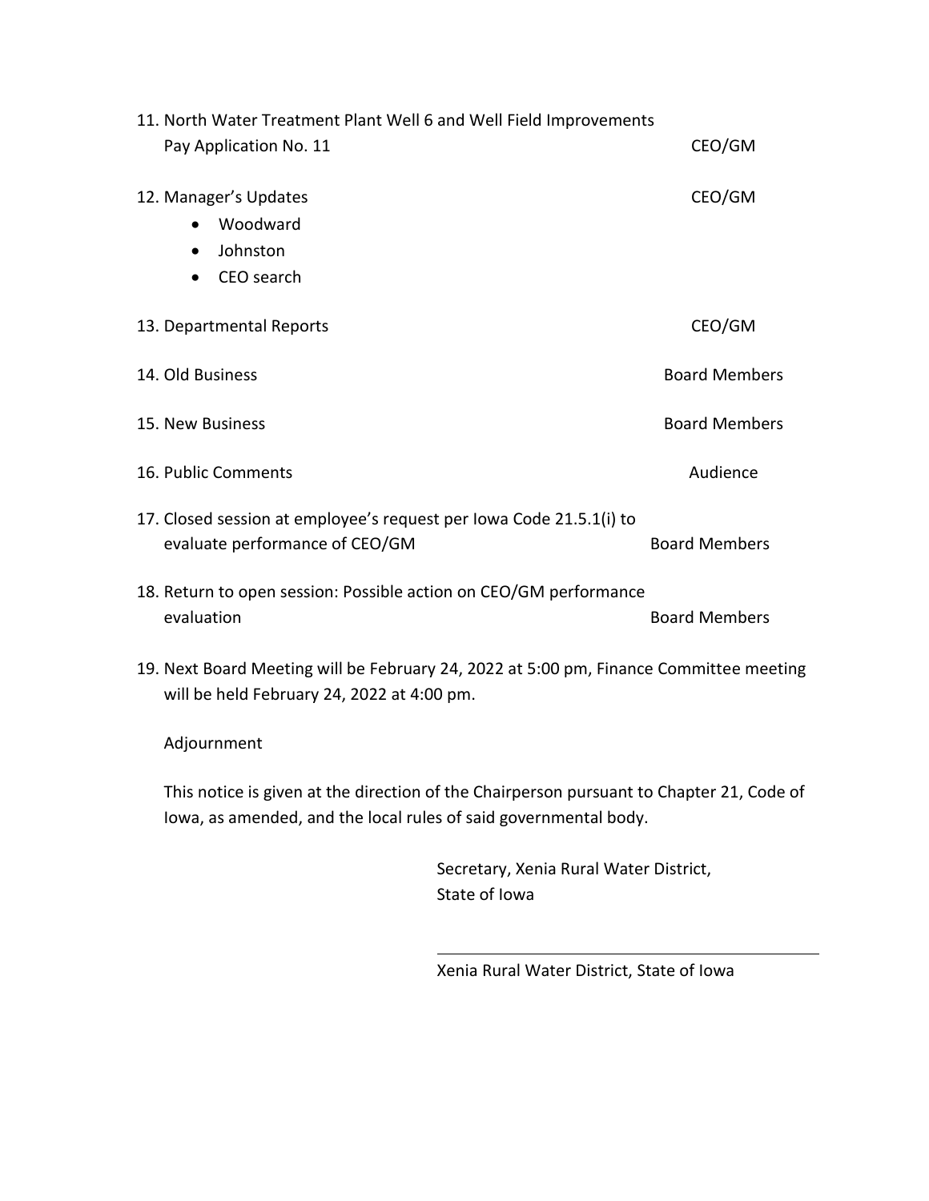11. North Water Treatment Plant Well 6 and Well Field Improvements Pay Application No. 11 — CEO/GM

12. Manager's Updates — CEO/GM
    - Woodward
    - Johnston
    - CEO search

13. Departmental Reports — CEO/GM

14. Old Business — Board Members

15. New Business — Board Members

16. Public Comments — Audience

17. Closed session at employee's request per Iowa Code 21.5.1(i) to evaluate performance of CEO/GM — Board Members

18. Return to open session: Possible action on CEO/GM performance evaluation — Board Members

19. Next Board Meeting will be February 24, 2022 at 5:00 pm, Finance Committee meeting will be held February 24, 2022 at 4:00 pm.

Adjournment

This notice is given at the direction of the Chairperson pursuant to Chapter 21, Code of Iowa, as amended, and the local rules of said governmental body.

Secretary, Xenia Rural Water District,
State of Iowa

_______________________________________

Xenia Rural Water District, State of Iowa